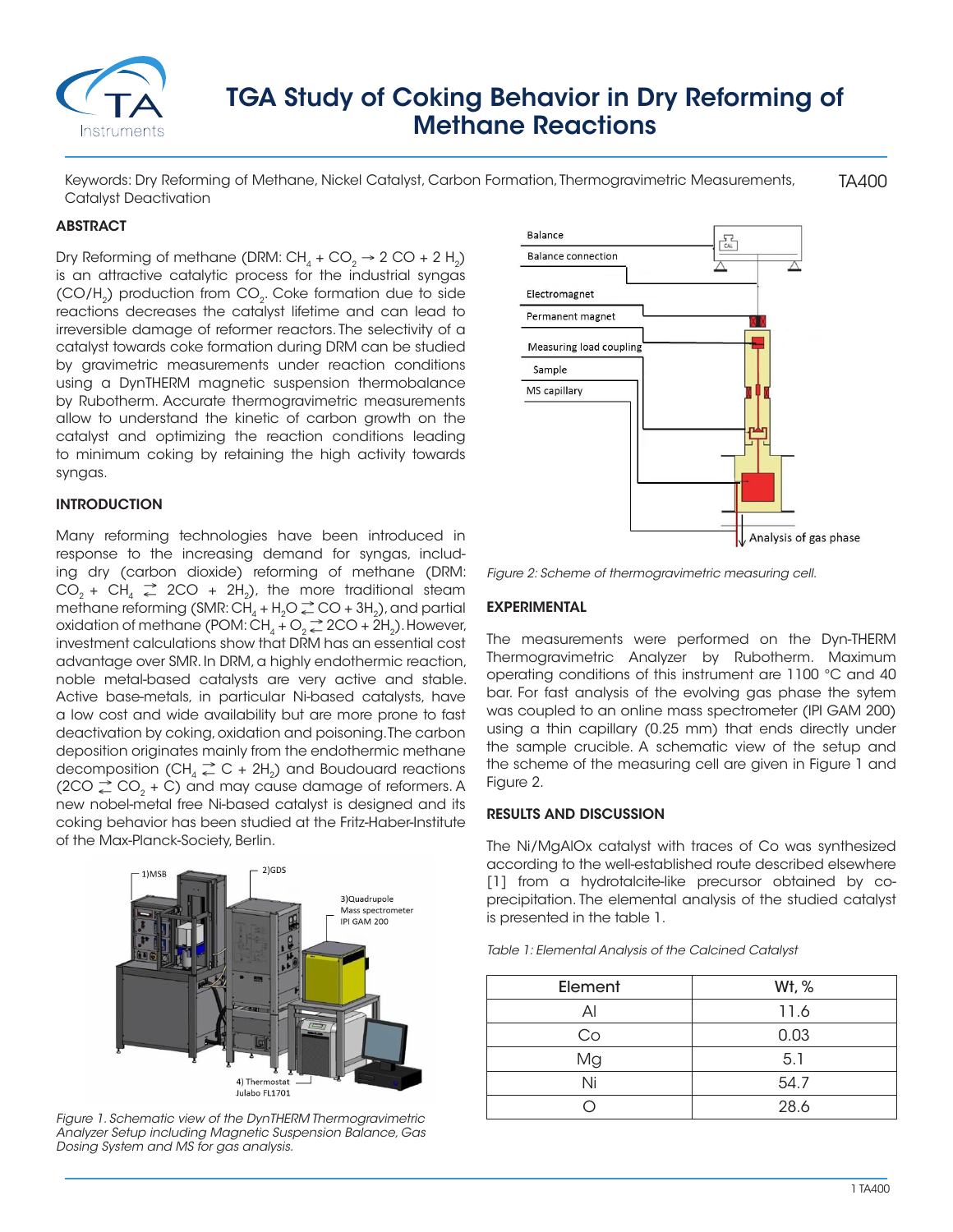# TGA Study of Coking Behavior in Dry Reforming of Methane Reactions

Keywords: Dry Reforming of Methane, Nickel Catalyst, Carbon Formation, Thermogravimetric Measurements, Catalyst Deactivation

TA400

## ABSTRACT

Dry Reforming of methane (DRM: $CH_4 + CO_2 \rightarrow 2\ CO + 2\ H_2$) is an attractive catalytic process for the industrial syngas ($CO/H_2$) production from $CO_2$. Coke formation due to side reactions decreases the catalyst lifetime and can lead to irreversible damage of reformer reactors. The selectivity of a catalyst towards coke formation during DRM can be studied by gravimetric measurements under reaction conditions using a DynTHERM magnetic suspension thermobalance by Rubotherm. Accurate thermogravimetric measurements allow to understand the kinetic of carbon growth on the catalyst and optimizing the reaction conditions leading to minimum coking by retaining the high activity towards syngas.

## INTRODUCTION

Many reforming technologies have been introduced in response to the increasing demand for syngas, including dry (carbon dioxide) reforming of methane (DRM: $CO_2 + CH_4 \rightleftarrows 2CO + 2H_2$), the more traditional steam methane reforming (SMR: $CH_4 + H_2O \rightleftarrows CO + 3H_2$), and partial oxidation of methane (POM: $CH_4 + O_2 \rightleftarrows 2CO + 2H_2$). However, investment calculations show that DRM has an essential cost advantage over SMR. In DRM, a highly endothermic reaction, noble metal-based catalysts are very active and stable. Active base-metals, in particular Ni-based catalysts, have a low cost and wide availability but are more prone to fast deactivation by coking, oxidation and poisoning. The carbon deposition originates mainly from the endothermic methane decomposition ($CH_4 \rightleftarrows C + 2H_2$) and Boudouard reactions ($2CO \rightleftarrows CO_2 + C$) and may cause damage of reformers. A new nobel-metal free Ni-based catalyst is designed and its coking behavior has been studied at the Fritz-Haber-Institute of the Max-Planck-Society, Berlin.

Figure 1. Schematic view of the DynTHERM Thermogravimetric Analyzer Setup including Magnetic Suspension Balance, Gas Dosing System and MS for gas analysis.

Figure 2: Scheme of thermogravimetric measuring cell.

## EXPERIMENTAL

The measurements were performed on the Dyn-THERM Thermogravimetric Analyzer by Rubotherm. Maximum operating conditions of this instrument are 1100 °C and 40 bar. For fast analysis of the evolving gas phase the sytem was coupled to an online mass spectrometer (IPI GAM 200) using a thin capillary (0.25 mm) that ends directly under the sample crucible. A schematic view of the setup and the scheme of the measuring cell are given in Figure 1 and Figure 2.

## RESULTS AND DISCUSSION

The Ni/MgAlOx catalyst with traces of Co was synthesized according to the well-established route described elsewhere [1] from a hydrotalcite-like precursor obtained by co-precipitation. The elemental analysis of the studied catalyst is presented in the table 1.

*Table 1: Elemental Analysis of the Calcined Catalyst*

| Element | Wt, % |
|---|---|
| Al | 11.6 |
| Co | 0.03 |
| Mg | 5.1 |
| Ni | 54.7 |
| O | 28.6 |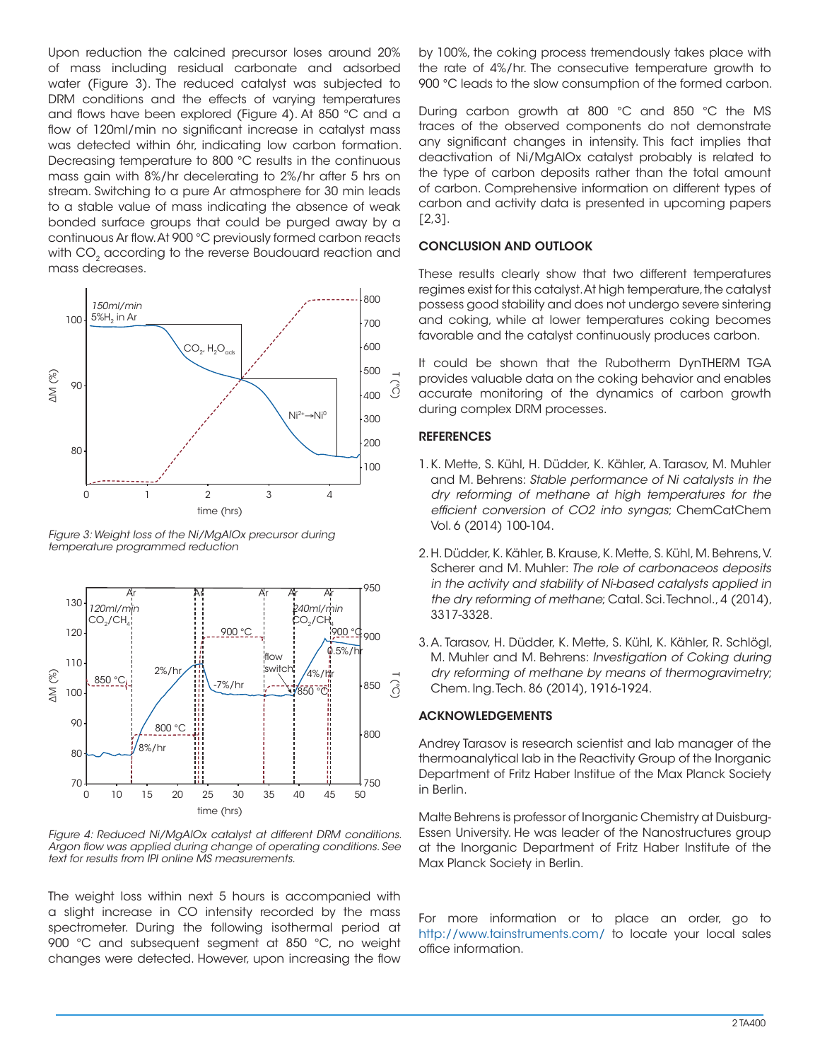Upon reduction the calcined precursor loses around 20% of mass including residual carbonate and adsorbed water (Figure 3). The reduced catalyst was subjected to DRM conditions and the effects of varying temperatures and flows have been explored (Figure 4). At 850 °C and a flow of 120ml/min no significant increase in catalyst mass was detected within 6hr, indicating low carbon formation. Decreasing temperature to 800 °C results in the continuous mass gain with 8%/hr decelerating to 2%/hr after 5 hrs on stream. Switching to a pure Ar atmosphere for 30 min leads to a stable value of mass indicating the absence of weak bonded surface groups that could be purged away by a continuous Ar flow. At 900 °C previously formed carbon reacts with $CO_2$ according to the reverse Boudouard reaction and mass decreases.

150ml/min
5%$H_2$ in Ar
$CO_2$, $H_2O_{ads}$
$Ni^{2+} \rightarrow Ni^0$
ΔM (%)
T (°C)
time (hrs)
100
90
80
800
700
600
500
400
300
200
100
0
1
2
3
4

*Figure 3: Weight loss of the Ni/MgAlOx precursor during temperature programmed reduction*

Ar
Ar
Ar
Ar
Ar
120ml/min
$CO_2/CH_4$
240ml/min
$CO_2/CH_4$
850 °C
800 °C
8%/hr
2%/hr
900 °C
-7%/hr
flow switch
4%/hr
850 °C
900 °C
0.5%/hr
ΔM (%)
T (°C)
time (hrs)
130
120
110
100
90
80
70
950
900
850
800
750
0
10
15
20
25
30
35
40
45
50

*Figure 4: Reduced Ni/MgAlOx catalyst at different DRM conditions. Argon flow was applied during change of operating conditions. See text for results from IPI online MS measurements.*

The weight loss within next 5 hours is accompanied with a slight increase in CO intensity recorded by the mass spectrometer. During the following isothermal period at 900 °C and subsequent segment at 850 °C, no weight changes were detected. However, upon increasing the flow by 100%, the coking process tremendously takes place with the rate of 4%/hr. The consecutive temperature growth to 900 °C leads to the slow consumption of the formed carbon.

During carbon growth at 800 °C and 850 °C the MS traces of the observed components do not demonstrate any significant changes in intensity. This fact implies that deactivation of Ni/MgAlOx catalyst probably is related to the type of carbon deposits rather than the total amount of carbon. Comprehensive information on different types of carbon and activity data is presented in upcoming papers [2,3].

## CONCLUSION AND OUTLOOK

These results clearly show that two different temperatures regimes exist for this catalyst. At high temperature, the catalyst possess good stability and does not undergo severe sintering and coking, while at lower temperatures coking becomes favorable and the catalyst continuously produces carbon.

It could be shown that the Rubotherm DynTHERM TGA provides valuable data on the coking behavior and enables accurate monitoring of the dynamics of carbon growth during complex DRM processes.

## REFERENCES

1. K. Mette, S. Kühl, H. Düdder, K. Kähler, A. Tarasov, M. Muhler and M. Behrens: *Stable performance of Ni catalysts in the dry reforming of methane at high temperatures for the efficient conversion of CO2 into syngas*; ChemCatChem Vol. 6 (2014) 100-104.
2. H. Düdder, K. Kähler, B. Krause, K. Mette, S. Kühl, M. Behrens, V. Scherer and M. Muhler: *The role of carbonaceos deposits in the activity and stability of Ni-based catalysts applied in the dry reforming of methane*; Catal. Sci. Technol., 4 (2014), 3317-3328.
3. A. Tarasov, H. Düdder, K. Mette, S. Kühl, K. Kähler, R. Schlögl, M. Muhler and M. Behrens: *Investigation of Coking during dry reforming of methane by means of thermogravimetry*; Chem. Ing. Tech. 86 (2014), 1916-1924.

## ACKNOWLEDGEMENTS

Andrey Tarasov is research scientist and lab manager of the thermoanalytical lab in the Reactivity Group of the Inorganic Department of Fritz Haber Institue of the Max Planck Society in Berlin.

Malte Behrens is professor of Inorganic Chemistry at Duisburg-Essen University. He was leader of the Nanostructures group at the Inorganic Department of Fritz Haber Institute of the Max Planck Society in Berlin.

For more information or to place an order, go to http://www.tainstruments.com/ to locate your local sales office information.